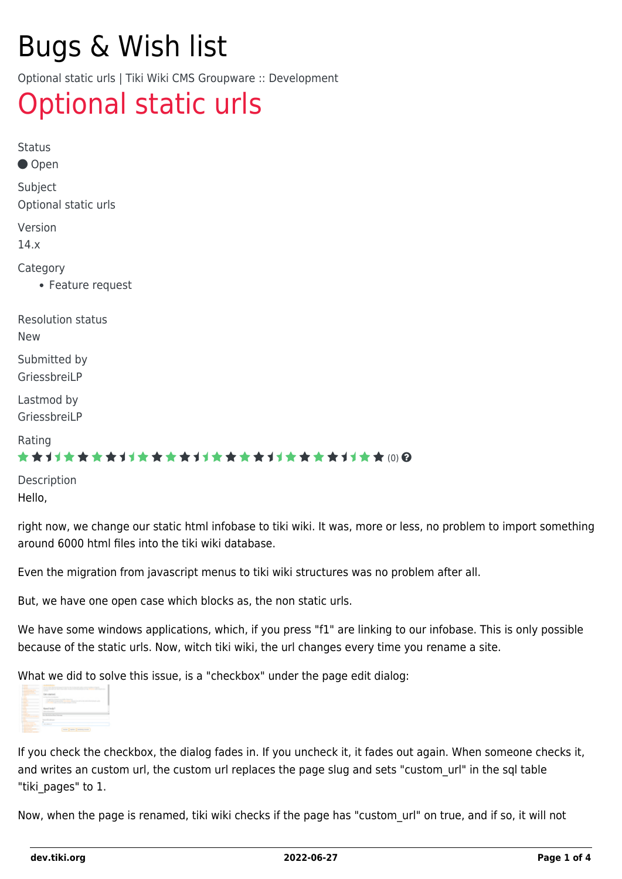# Bugs & Wish list

Optional static urls | Tiki Wiki CMS Groupware :: Development

## Optional static urls

Status

Open

Subject

Optional static urls

Version

14.x

Category

- Feature request

Resolution status

New

Submitted by

GriessbreiLP

Lastmod by

GriessbreiLP

Rating

(0)

Description

Hello,

right now, we change our static html infobase to tiki wiki. It was, more or less, no problem to import something around 6000 html files into the tiki wiki database.

Even the migration from javascript menus to tiki wiki structures was no problem after all.

But, we have one open case which blocks as, the non static urls.

We have some windows applications, which, if you press "f1" are linking to our infobase. This is only possible because of the static urls. Now, witch tiki wiki, the url changes every time you rename a site.

What we did to solve this issue, is a "checkbox" under the page edit dialog:

If you check the checkbox, the dialog fades in. If you uncheck it, it fades out again. When someone checks it, and writes an custom url, the custom url replaces the page slug and sets "custom_url" in the sql table "tiki_pages" to 1.

Now, when the page is renamed, tiki wiki checks if the page has "custom_url" on true, and if so, it will not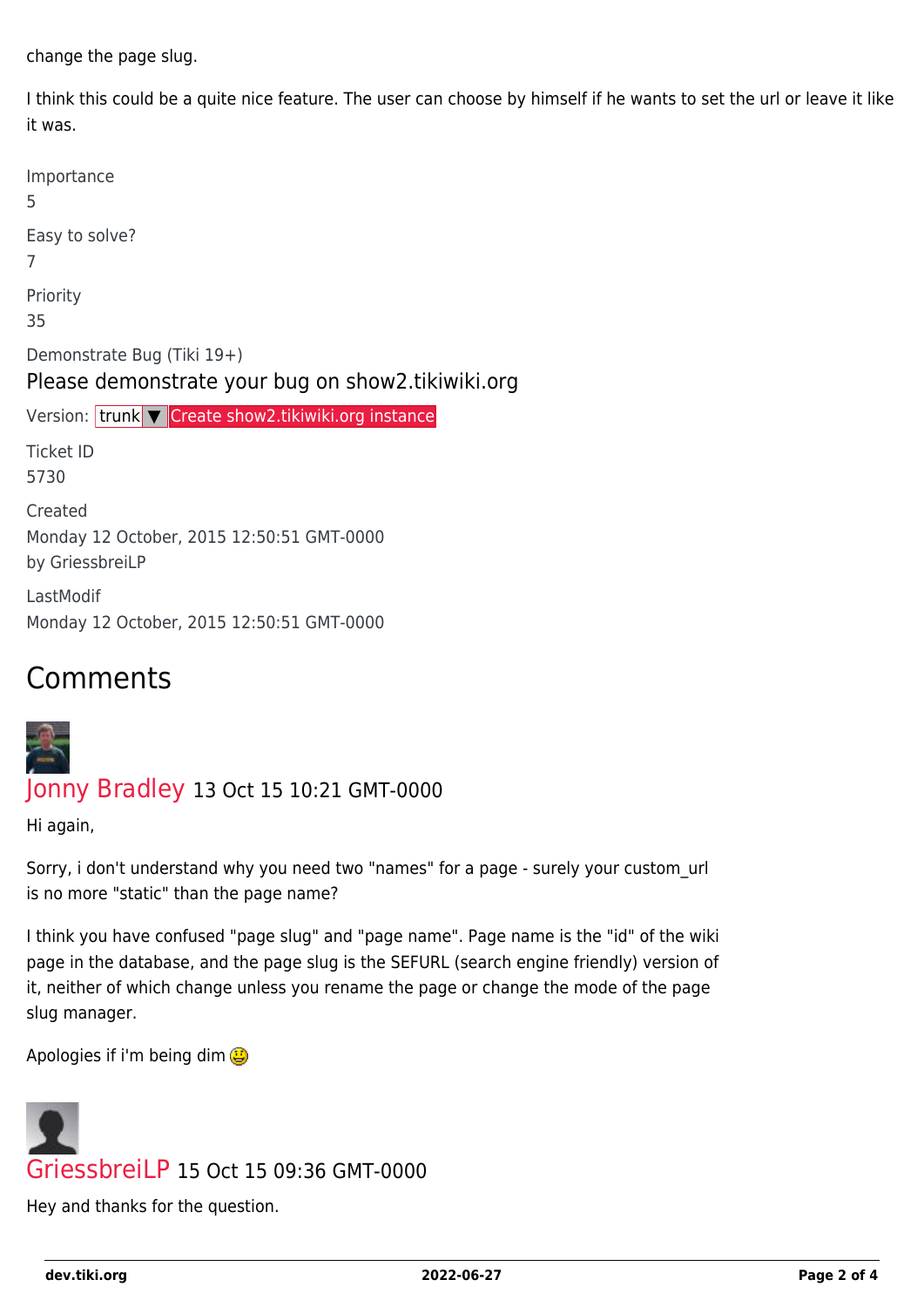change the page slug.

I think this could be a quite nice feature. The user can choose by himself if he wants to set the url or leave it like it was.

Importance
5

Easy to solve?
7

Priority
35

Demonstrate Bug (Tiki 19+)

Please demonstrate your bug on show2.tikiwiki.org

Version: trunk ▼ Create show2.tikiwiki.org instance

Ticket ID
5730

Created
Monday 12 October, 2015 12:50:51 GMT-0000
by GriessbreiLP

LastModif
Monday 12 October, 2015 12:50:51 GMT-0000

## Comments

Jonny Bradley 13 Oct 15 10:21 GMT-0000

Hi again,

Sorry, i don't understand why you need two "names" for a page - surely your custom_url is no more "static" than the page name?

I think you have confused "page slug" and "page name". Page name is the "id" of the wiki page in the database, and the page slug is the SEFURL (search engine friendly) version of it, neither of which change unless you rename the page or change the mode of the page slug manager.

Apologies if i'm being dim

GriessbreiLP 15 Oct 15 09:36 GMT-0000

Hey and thanks for the question.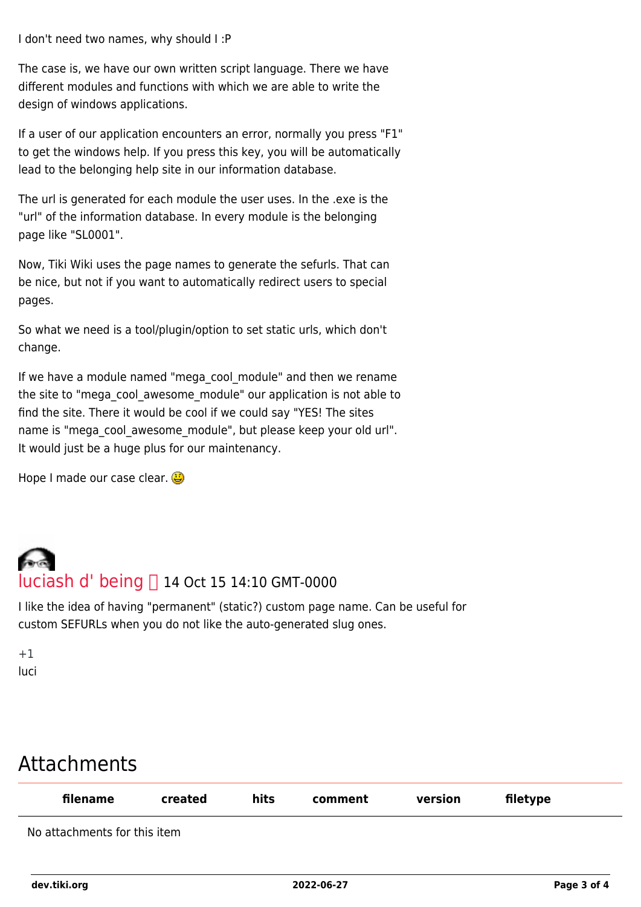I don't need two names, why should I :P

The case is, we have our own written script language. There we have different modules and functions with which we are able to write the design of windows applications.

If a user of our application encounters an error, normally you press "F1" to get the windows help. If you press this key, you will be automatically lead to the belonging help site in our information database.

The url is generated for each module the user uses. In the .exe is the "url" of the information database. In every module is the belonging page like "SL0001".

Now, Tiki Wiki uses the page names to generate the sefurls. That can be nice, but not if you want to automatically redirect users to special pages.

So what we need is a tool/plugin/option to set static urls, which don't change.

If we have a module named "mega_cool_module" and then we rename the site to "mega_cool_awesome_module" our application is not able to find the site. There it would be cool if we could say "YES! The sites name is "mega_cool_awesome_module", but please keep your old url". It would just be a huge plus for our maintenancy.

Hope I made our case clear.

luciash d' being 14 Oct 15 14:10 GMT-0000

I like the idea of having "permanent" (static?) custom page name. Can be useful for custom SEFURLs when you do not like the auto-generated slug ones.

+1
luci

## Attachments

| filename | created | hits | comment | version | filetype |
|---|---|---|---|---|---|

No attachments for this item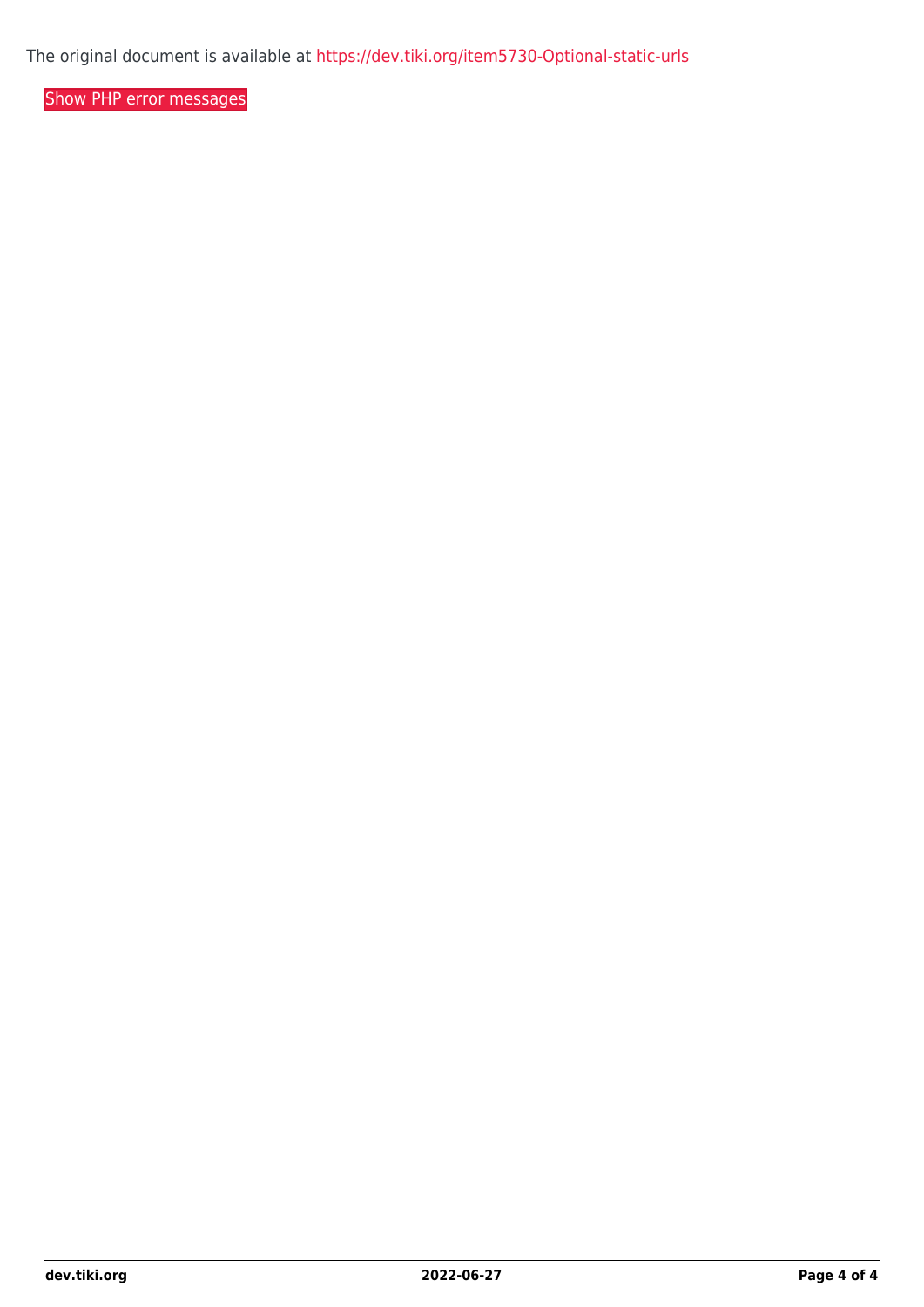The original document is available at https://dev.tiki.org/item5730-Optional-static-urls

Show PHP error messages